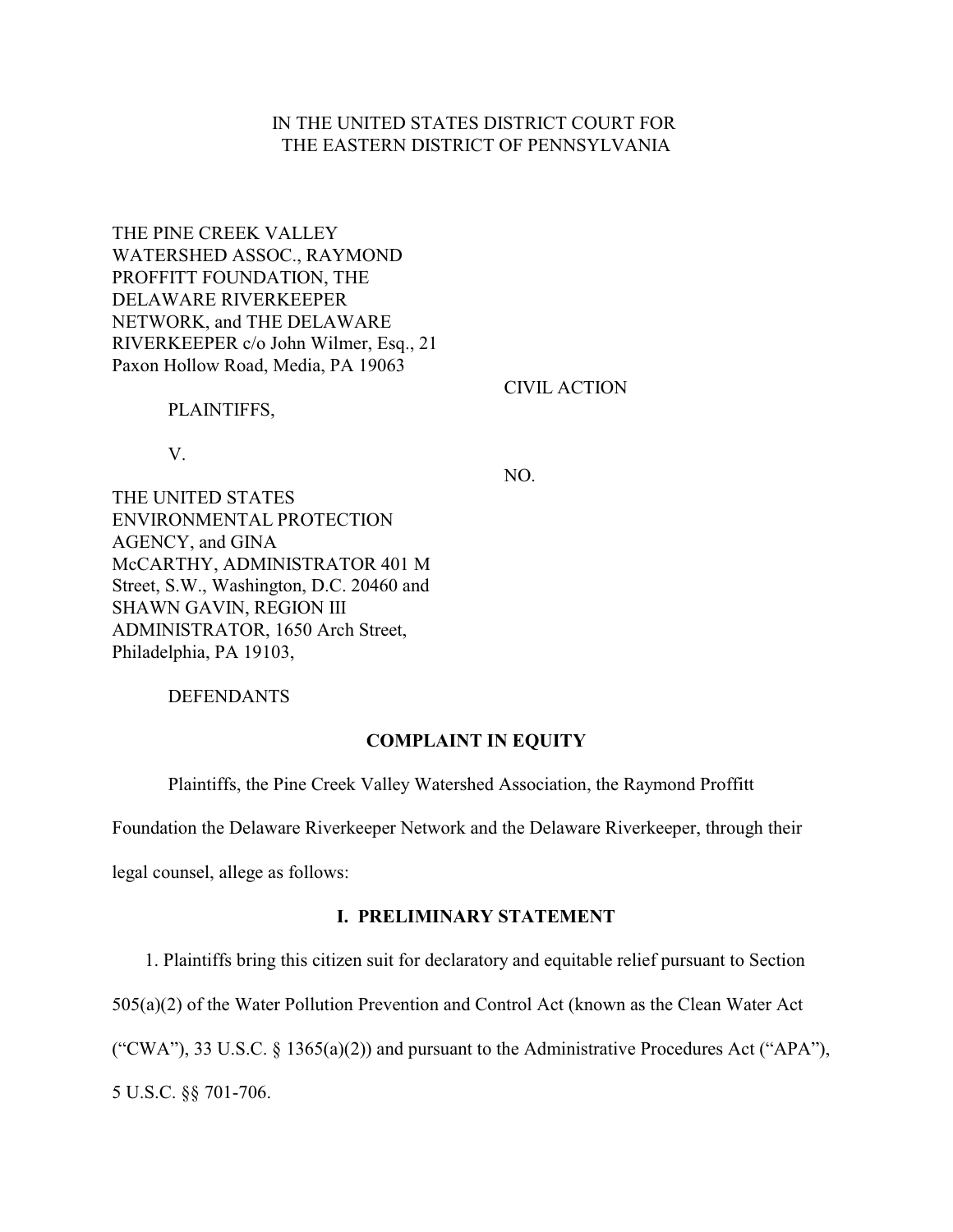IN THE UNITED STATES DISTRICT COURT FOR
THE EASTERN DISTRICT OF PENNSYLVANIA

THE PINE CREEK VALLEY WATERSHED ASSOC., RAYMOND PROFFITT FOUNDATION, THE DELAWARE RIVERKEEPER NETWORK, and THE DELAWARE RIVERKEEPER c/o John Wilmer, Esq., 21 Paxon Hollow Road, Media, PA 19063

PLAINTIFFS,

V.

THE UNITED STATES ENVIRONMENTAL PROTECTION AGENCY, and GINA McCARTHY, ADMINISTRATOR 401 M Street, S.W., Washington, D.C. 20460 and SHAWN GAVIN, REGION III ADMINISTRATOR, 1650 Arch Street, Philadelphia, PA 19103,

DEFENDANTS

CIVIL ACTION

NO.

**COMPLAINT IN EQUITY**

Plaintiffs, the Pine Creek Valley Watershed Association, the Raymond Proffitt Foundation the Delaware Riverkeeper Network and the Delaware Riverkeeper, through their legal counsel, allege as follows:

## I. PRELIMINARY STATEMENT

1. Plaintiffs bring this citizen suit for declaratory and equitable relief pursuant to Section 505(a)(2) of the Water Pollution Prevention and Control Act (known as the Clean Water Act ("CWA"), 33 U.S.C. § 1365(a)(2)) and pursuant to the Administrative Procedures Act ("APA"), 5 U.S.C. §§ 701-706.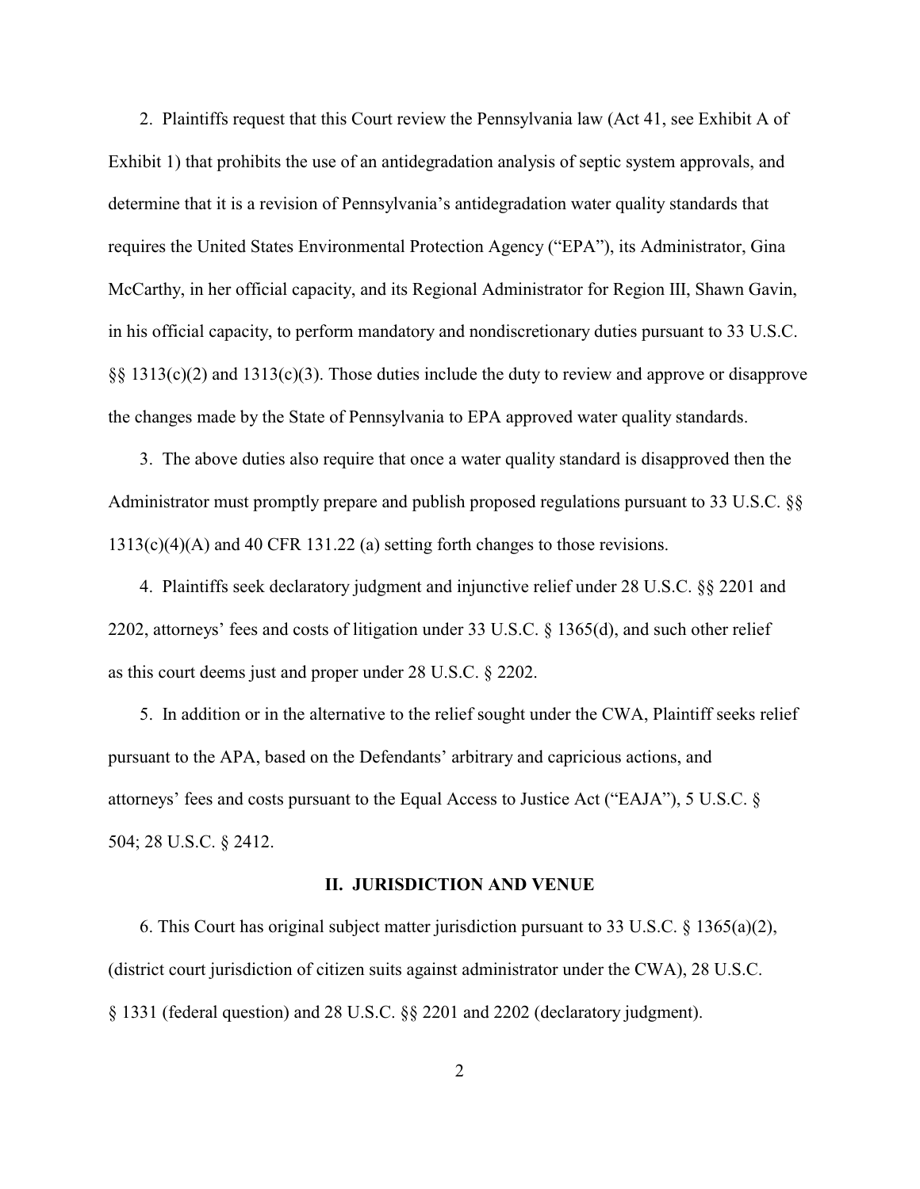2. Plaintiffs request that this Court review the Pennsylvania law (Act 41, see Exhibit A of Exhibit 1) that prohibits the use of an antidegradation analysis of septic system approvals, and determine that it is a revision of Pennsylvania's antidegradation water quality standards that requires the United States Environmental Protection Agency ("EPA"), its Administrator, Gina McCarthy, in her official capacity, and its Regional Administrator for Region III, Shawn Gavin, in his official capacity, to perform mandatory and nondiscretionary duties pursuant to 33 U.S.C. §§ 1313(c)(2) and 1313(c)(3). Those duties include the duty to review and approve or disapprove the changes made by the State of Pennsylvania to EPA approved water quality standards.

3. The above duties also require that once a water quality standard is disapproved then the Administrator must promptly prepare and publish proposed regulations pursuant to 33 U.S.C. §§ 1313(c)(4)(A) and 40 CFR 131.22 (a) setting forth changes to those revisions.

4. Plaintiffs seek declaratory judgment and injunctive relief under 28 U.S.C. §§ 2201 and 2202, attorneys' fees and costs of litigation under 33 U.S.C. § 1365(d), and such other relief as this court deems just and proper under 28 U.S.C. § 2202.

5. In addition or in the alternative to the relief sought under the CWA, Plaintiff seeks relief pursuant to the APA, based on the Defendants' arbitrary and capricious actions, and attorneys' fees and costs pursuant to the Equal Access to Justice Act ("EAJA"), 5 U.S.C. § 504; 28 U.S.C. § 2412.

## II. JURISDICTION AND VENUE

6. This Court has original subject matter jurisdiction pursuant to 33 U.S.C. § 1365(a)(2), (district court jurisdiction of citizen suits against administrator under the CWA), 28 U.S.C. § 1331 (federal question) and 28 U.S.C. §§ 2201 and 2202 (declaratory judgment).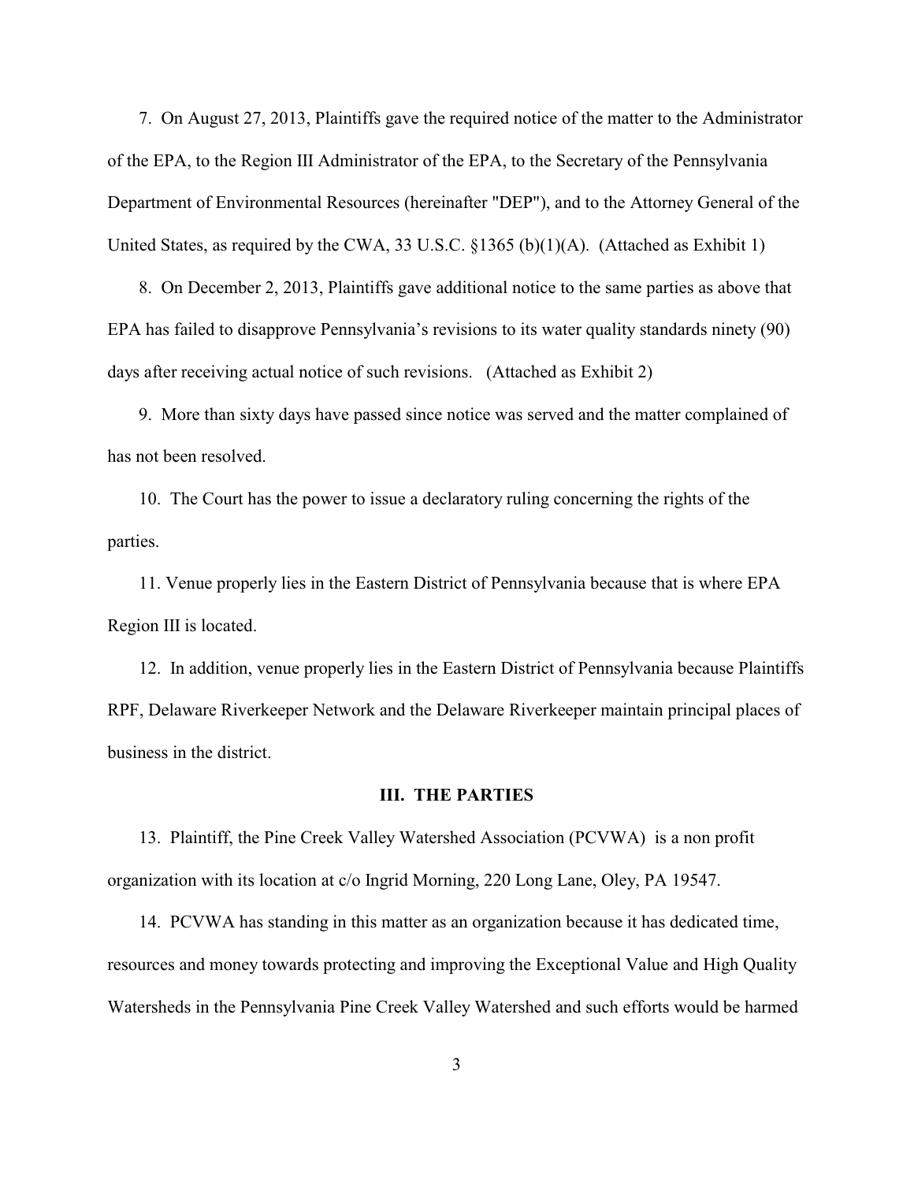7. On August 27, 2013, Plaintiffs gave the required notice of the matter to the Administrator of the EPA, to the Region III Administrator of the EPA, to the Secretary of the Pennsylvania Department of Environmental Resources (hereinafter "DEP"), and to the Attorney General of the United States, as required by the CWA, 33 U.S.C. §1365 (b)(1)(A). (Attached as Exhibit 1)

8. On December 2, 2013, Plaintiffs gave additional notice to the same parties as above that EPA has failed to disapprove Pennsylvania's revisions to its water quality standards ninety (90) days after receiving actual notice of such revisions. (Attached as Exhibit 2)

9. More than sixty days have passed since notice was served and the matter complained of has not been resolved.

10. The Court has the power to issue a declaratory ruling concerning the rights of the parties.

11. Venue properly lies in the Eastern District of Pennsylvania because that is where EPA Region III is located.

12. In addition, venue properly lies in the Eastern District of Pennsylvania because Plaintiffs RPF, Delaware Riverkeeper Network and the Delaware Riverkeeper maintain principal places of business in the district.

## III. THE PARTIES

13. Plaintiff, the Pine Creek Valley Watershed Association (PCVWA) is a non profit organization with its location at c/o Ingrid Morning, 220 Long Lane, Oley, PA 19547.

14. PCVWA has standing in this matter as an organization because it has dedicated time, resources and money towards protecting and improving the Exceptional Value and High Quality Watersheds in the Pennsylvania Pine Creek Valley Watershed and such efforts would be harmed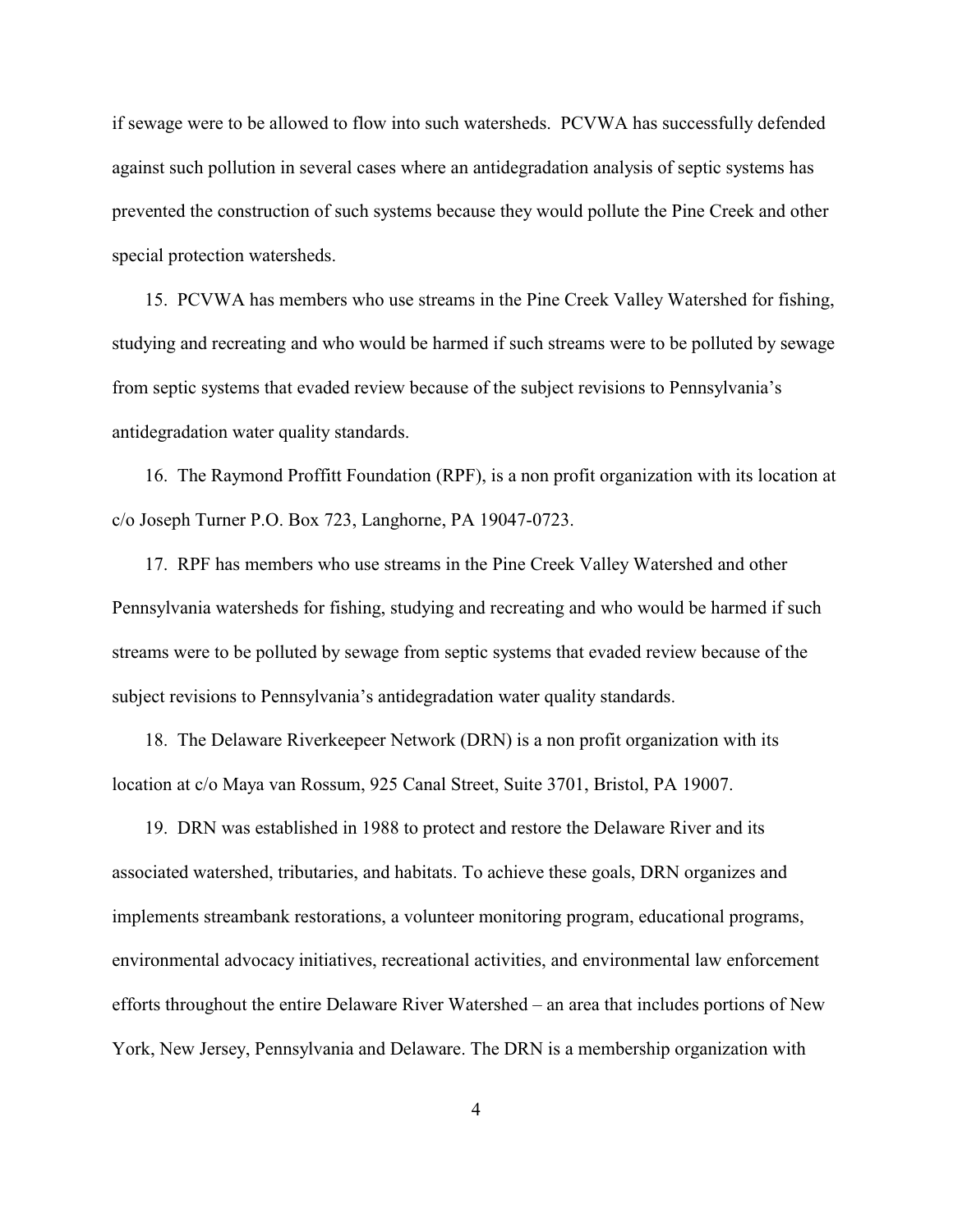if sewage were to be allowed to flow into such watersheds. PCVWA has successfully defended against such pollution in several cases where an antidegradation analysis of septic systems has prevented the construction of such systems because they would pollute the Pine Creek and other special protection watersheds.

15. PCVWA has members who use streams in the Pine Creek Valley Watershed for fishing, studying and recreating and who would be harmed if such streams were to be polluted by sewage from septic systems that evaded review because of the subject revisions to Pennsylvania's antidegradation water quality standards.

16. The Raymond Proffitt Foundation (RPF), is a non profit organization with its location at c/o Joseph Turner P.O. Box 723, Langhorne, PA 19047-0723.

17. RPF has members who use streams in the Pine Creek Valley Watershed and other Pennsylvania watersheds for fishing, studying and recreating and who would be harmed if such streams were to be polluted by sewage from septic systems that evaded review because of the subject revisions to Pennsylvania's antidegradation water quality standards.

18. The Delaware Riverkeepeer Network (DRN) is a non profit organization with its location at c/o Maya van Rossum, 925 Canal Street, Suite 3701, Bristol, PA 19007.

19. DRN was established in 1988 to protect and restore the Delaware River and its associated watershed, tributaries, and habitats. To achieve these goals, DRN organizes and implements streambank restorations, a volunteer monitoring program, educational programs, environmental advocacy initiatives, recreational activities, and environmental law enforcement efforts throughout the entire Delaware River Watershed – an area that includes portions of New York, New Jersey, Pennsylvania and Delaware. The DRN is a membership organization with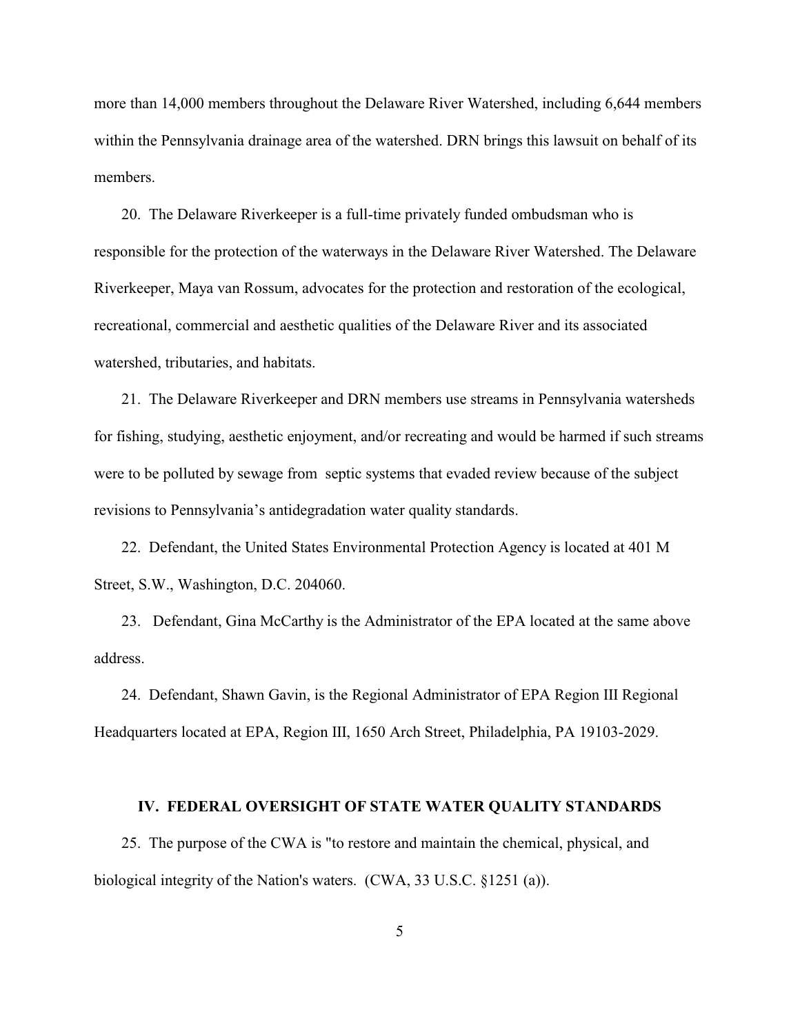more than 14,000 members throughout the Delaware River Watershed, including 6,644 members within the Pennsylvania drainage area of the watershed. DRN brings this lawsuit on behalf of its members.

20. The Delaware Riverkeeper is a full-time privately funded ombudsman who is responsible for the protection of the waterways in the Delaware River Watershed. The Delaware Riverkeeper, Maya van Rossum, advocates for the protection and restoration of the ecological, recreational, commercial and aesthetic qualities of the Delaware River and its associated watershed, tributaries, and habitats.

21. The Delaware Riverkeeper and DRN members use streams in Pennsylvania watersheds for fishing, studying, aesthetic enjoyment, and/or recreating and would be harmed if such streams were to be polluted by sewage from septic systems that evaded review because of the subject revisions to Pennsylvania's antidegradation water quality standards.

22. Defendant, the United States Environmental Protection Agency is located at 401 M Street, S.W., Washington, D.C. 204060.

23. Defendant, Gina McCarthy is the Administrator of the EPA located at the same above address.

24. Defendant, Shawn Gavin, is the Regional Administrator of EPA Region III Regional Headquarters located at EPA, Region III, 1650 Arch Street, Philadelphia, PA 19103-2029.

## IV. FEDERAL OVERSIGHT OF STATE WATER QUALITY STANDARDS

25. The purpose of the CWA is "to restore and maintain the chemical, physical, and biological integrity of the Nation's waters. (CWA, 33 U.S.C. §1251 (a)).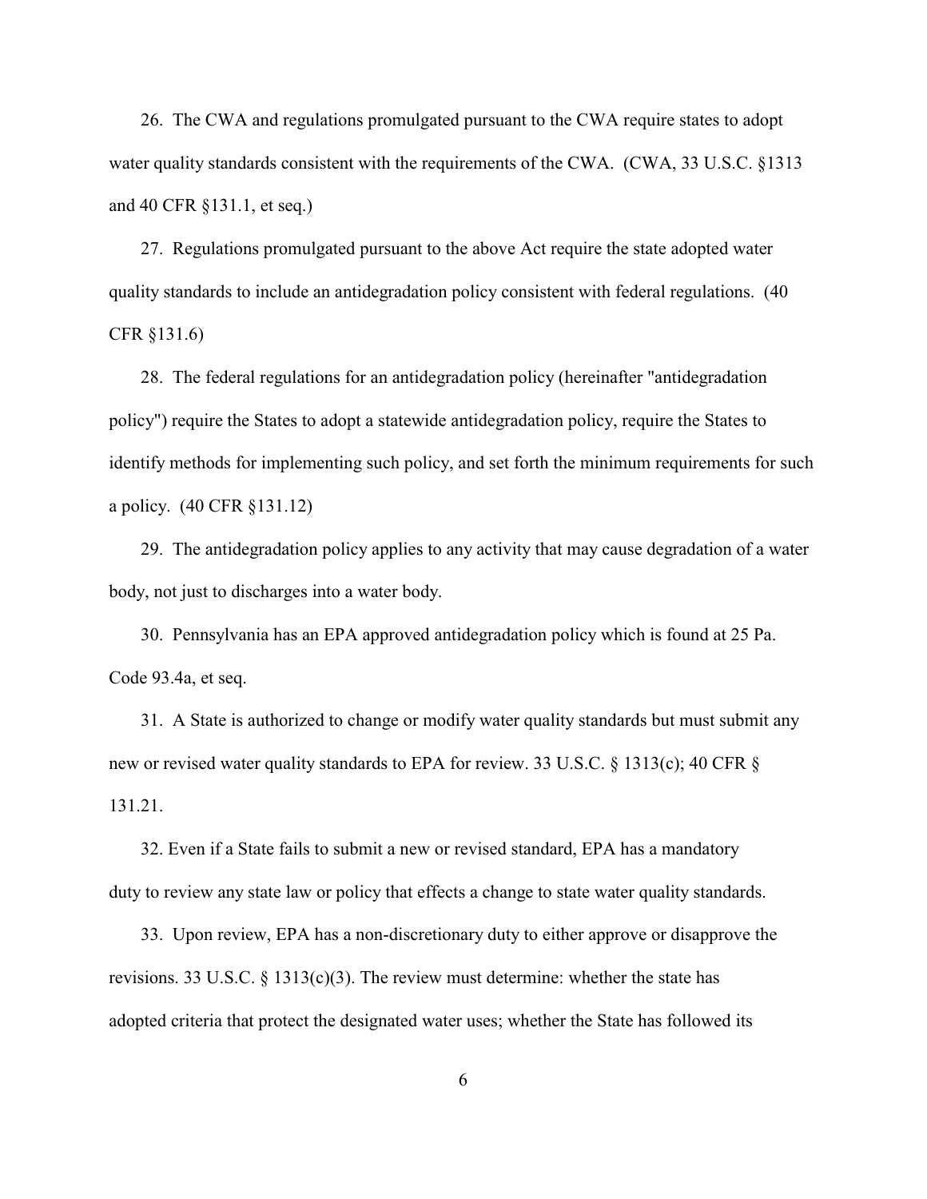26. The CWA and regulations promulgated pursuant to the CWA require states to adopt water quality standards consistent with the requirements of the CWA. (CWA, 33 U.S.C. §1313 and 40 CFR §131.1, et seq.)

27. Regulations promulgated pursuant to the above Act require the state adopted water quality standards to include an antidegradation policy consistent with federal regulations. (40 CFR §131.6)

28. The federal regulations for an antidegradation policy (hereinafter "antidegradation policy") require the States to adopt a statewide antidegradation policy, require the States to identify methods for implementing such policy, and set forth the minimum requirements for such a policy. (40 CFR §131.12)

29. The antidegradation policy applies to any activity that may cause degradation of a water body, not just to discharges into a water body.

30. Pennsylvania has an EPA approved antidegradation policy which is found at 25 Pa. Code 93.4a, et seq.

31. A State is authorized to change or modify water quality standards but must submit any new or revised water quality standards to EPA for review. 33 U.S.C. § 1313(c); 40 CFR § 131.21.

32. Even if a State fails to submit a new or revised standard, EPA has a mandatory duty to review any state law or policy that effects a change to state water quality standards.

33. Upon review, EPA has a non-discretionary duty to either approve or disapprove the revisions. 33 U.S.C. § 1313(c)(3). The review must determine: whether the state has adopted criteria that protect the designated water uses; whether the State has followed its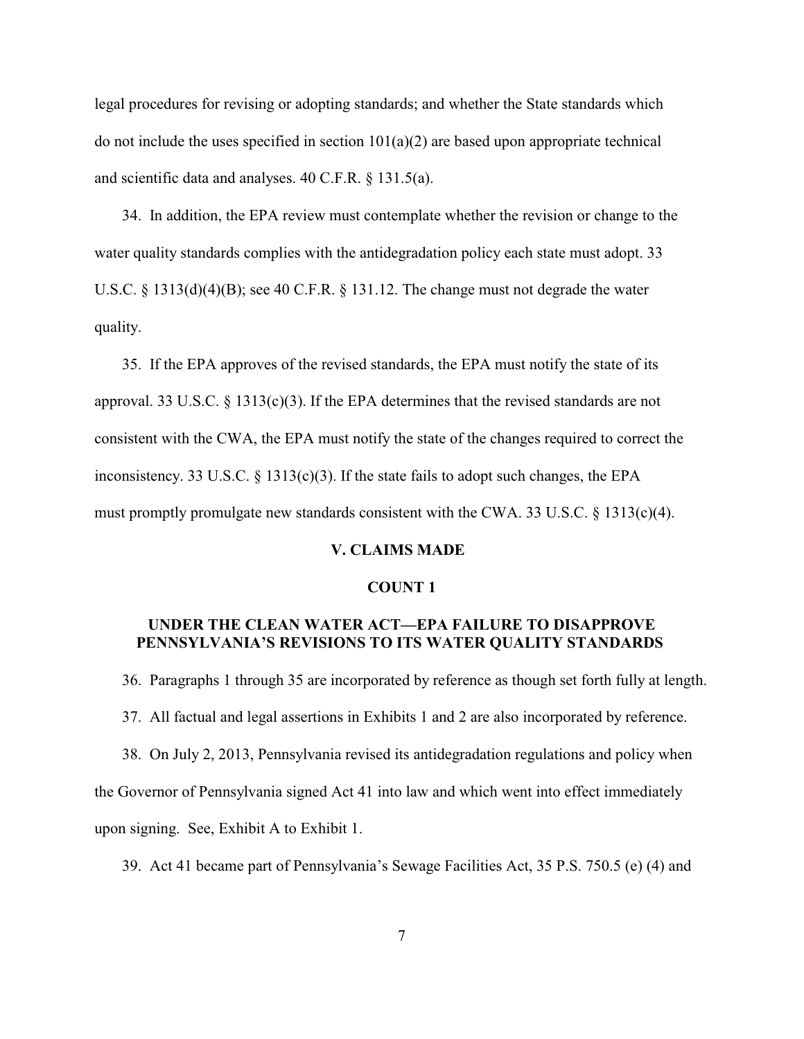legal procedures for revising or adopting standards; and whether the State standards which do not include the uses specified in section 101(a)(2) are based upon appropriate technical and scientific data and analyses. 40 C.F.R. § 131.5(a).

34. In addition, the EPA review must contemplate whether the revision or change to the water quality standards complies with the antidegradation policy each state must adopt. 33 U.S.C. § 1313(d)(4)(B); see 40 C.F.R. § 131.12. The change must not degrade the water quality.

35. If the EPA approves of the revised standards, the EPA must notify the state of its approval. 33 U.S.C. § 1313(c)(3). If the EPA determines that the revised standards are not consistent with the CWA, the EPA must notify the state of the changes required to correct the inconsistency. 33 U.S.C. § 1313(c)(3). If the state fails to adopt such changes, the EPA must promptly promulgate new standards consistent with the CWA. 33 U.S.C. § 1313(c)(4).

## V. CLAIMS MADE

### COUNT 1

### UNDER THE CLEAN WATER ACT—EPA FAILURE TO DISAPPROVE PENNSYLVANIA'S REVISIONS TO ITS WATER QUALITY STANDARDS

36. Paragraphs 1 through 35 are incorporated by reference as though set forth fully at length.

37. All factual and legal assertions in Exhibits 1 and 2 are also incorporated by reference.

38. On July 2, 2013, Pennsylvania revised its antidegradation regulations and policy when the Governor of Pennsylvania signed Act 41 into law and which went into effect immediately upon signing. See, Exhibit A to Exhibit 1.

39. Act 41 became part of Pennsylvania's Sewage Facilities Act, 35 P.S. 750.5 (e) (4) and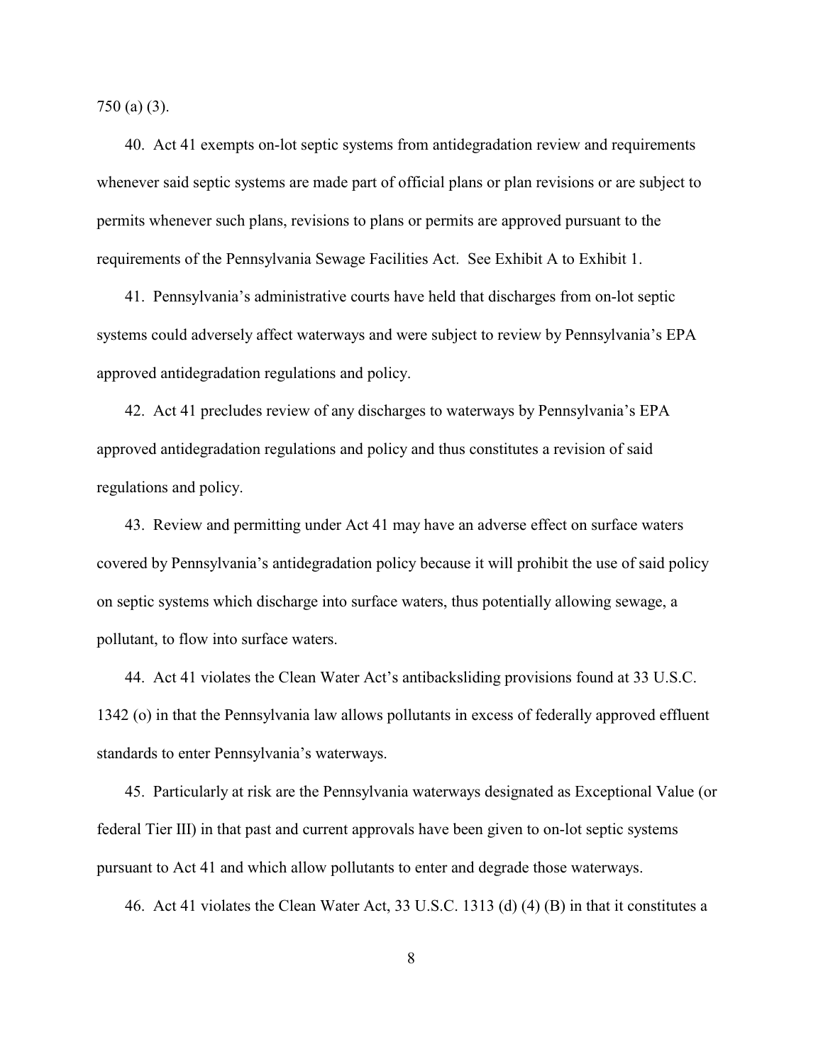750 (a) (3).

40. Act 41 exempts on-lot septic systems from antidegradation review and requirements whenever said septic systems are made part of official plans or plan revisions or are subject to permits whenever such plans, revisions to plans or permits are approved pursuant to the requirements of the Pennsylvania Sewage Facilities Act. See Exhibit A to Exhibit 1.

41. Pennsylvania's administrative courts have held that discharges from on-lot septic systems could adversely affect waterways and were subject to review by Pennsylvania's EPA approved antidegradation regulations and policy.

42. Act 41 precludes review of any discharges to waterways by Pennsylvania's EPA approved antidegradation regulations and policy and thus constitutes a revision of said regulations and policy.

43. Review and permitting under Act 41 may have an adverse effect on surface waters covered by Pennsylvania's antidegradation policy because it will prohibit the use of said policy on septic systems which discharge into surface waters, thus potentially allowing sewage, a pollutant, to flow into surface waters.

44. Act 41 violates the Clean Water Act's antibacksliding provisions found at 33 U.S.C. 1342 (o) in that the Pennsylvania law allows pollutants in excess of federally approved effluent standards to enter Pennsylvania's waterways.

45. Particularly at risk are the Pennsylvania waterways designated as Exceptional Value (or federal Tier III) in that past and current approvals have been given to on-lot septic systems pursuant to Act 41 and which allow pollutants to enter and degrade those waterways.

46. Act 41 violates the Clean Water Act, 33 U.S.C. 1313 (d) (4) (B) in that it constitutes a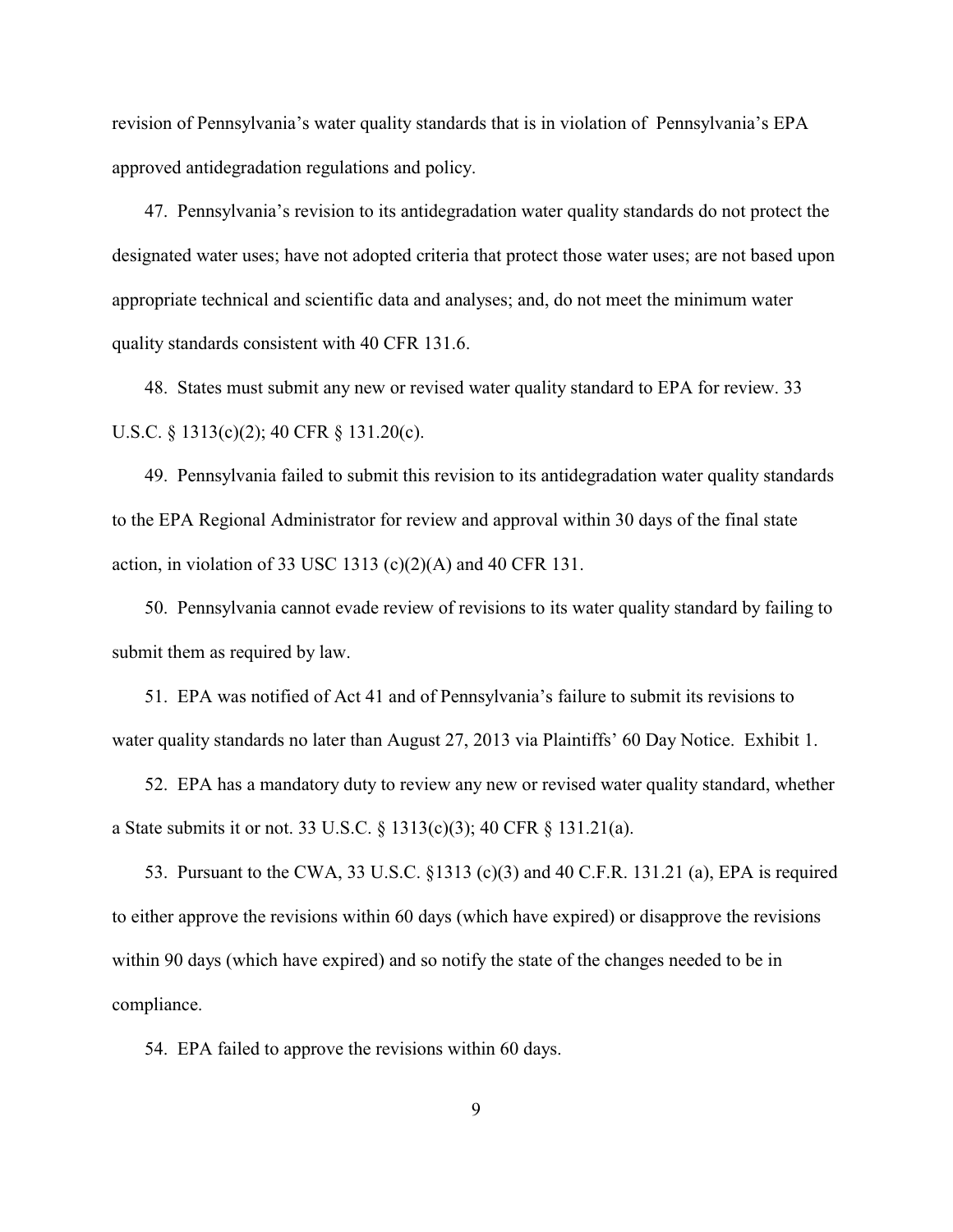revision of Pennsylvania's water quality standards that is in violation of Pennsylvania's EPA approved antidegradation regulations and policy.

47. Pennsylvania's revision to its antidegradation water quality standards do not protect the designated water uses; have not adopted criteria that protect those water uses; are not based upon appropriate technical and scientific data and analyses; and, do not meet the minimum water quality standards consistent with 40 CFR 131.6.

48. States must submit any new or revised water quality standard to EPA for review. 33 U.S.C. § 1313(c)(2); 40 CFR § 131.20(c).

49. Pennsylvania failed to submit this revision to its antidegradation water quality standards to the EPA Regional Administrator for review and approval within 30 days of the final state action, in violation of 33 USC 1313 (c)(2)(A) and 40 CFR 131.

50. Pennsylvania cannot evade review of revisions to its water quality standard by failing to submit them as required by law.

51. EPA was notified of Act 41 and of Pennsylvania's failure to submit its revisions to water quality standards no later than August 27, 2013 via Plaintiffs' 60 Day Notice. Exhibit 1.

52. EPA has a mandatory duty to review any new or revised water quality standard, whether a State submits it or not. 33 U.S.C. § 1313(c)(3); 40 CFR § 131.21(a).

53. Pursuant to the CWA, 33 U.S.C. §1313 (c)(3) and 40 C.F.R. 131.21 (a), EPA is required to either approve the revisions within 60 days (which have expired) or disapprove the revisions within 90 days (which have expired) and so notify the state of the changes needed to be in compliance.

54. EPA failed to approve the revisions within 60 days.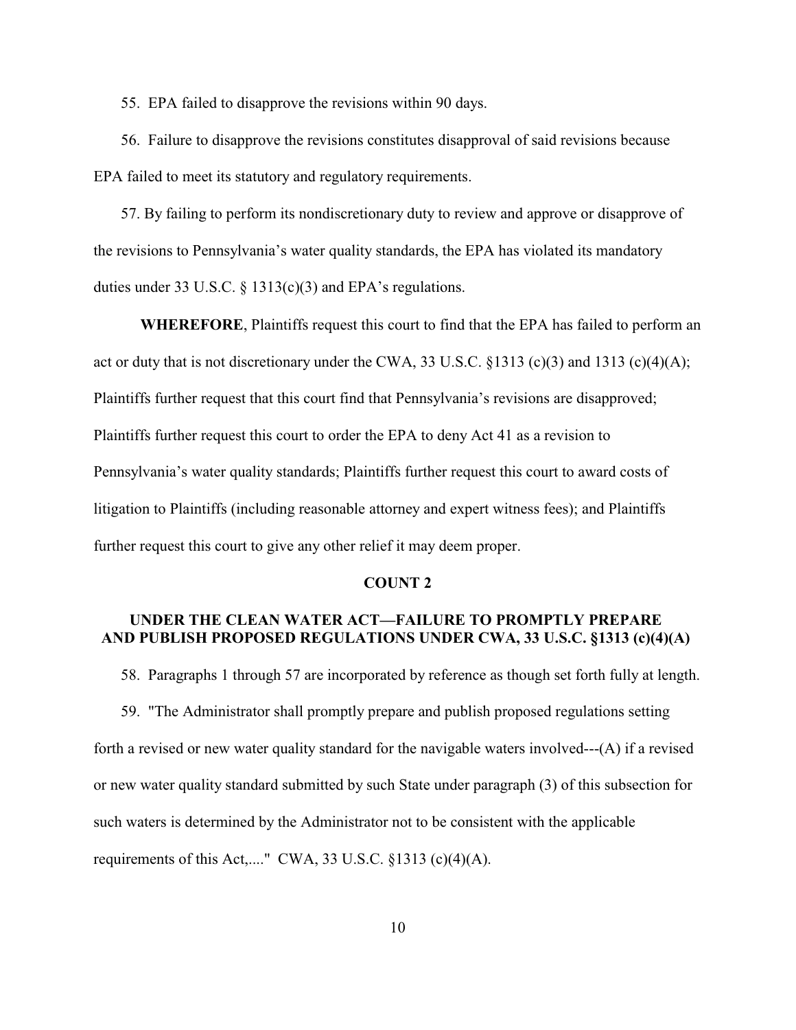55. EPA failed to disapprove the revisions within 90 days.

56. Failure to disapprove the revisions constitutes disapproval of said revisions because EPA failed to meet its statutory and regulatory requirements.

57. By failing to perform its nondiscretionary duty to review and approve or disapprove of the revisions to Pennsylvania's water quality standards, the EPA has violated its mandatory duties under 33 U.S.C. § 1313(c)(3) and EPA's regulations.

**WHEREFORE**, Plaintiffs request this court to find that the EPA has failed to perform an act or duty that is not discretionary under the CWA, 33 U.S.C. §1313 (c)(3) and 1313 (c)(4)(A); Plaintiffs further request that this court find that Pennsylvania's revisions are disapproved; Plaintiffs further request this court to order the EPA to deny Act 41 as a revision to Pennsylvania's water quality standards; Plaintiffs further request this court to award costs of litigation to Plaintiffs (including reasonable attorney and expert witness fees); and Plaintiffs further request this court to give any other relief it may deem proper.

## COUNT 2

## UNDER THE CLEAN WATER ACT—FAILURE TO PROMPTLY PREPARE AND PUBLISH PROPOSED REGULATIONS UNDER CWA, 33 U.S.C. §1313 (c)(4)(A)

58. Paragraphs 1 through 57 are incorporated by reference as though set forth fully at length.

59. "The Administrator shall promptly prepare and publish proposed regulations setting forth a revised or new water quality standard for the navigable waters involved---(A) if a revised or new water quality standard submitted by such State under paragraph (3) of this subsection for such waters is determined by the Administrator not to be consistent with the applicable requirements of this Act,...." CWA, 33 U.S.C. §1313 (c)(4)(A).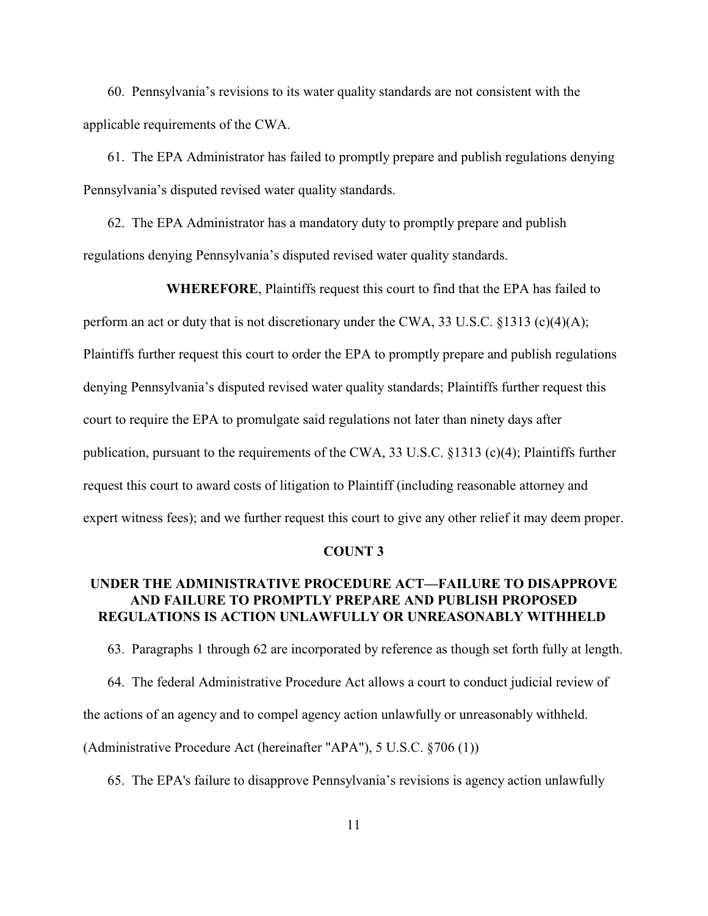60. Pennsylvania's revisions to its water quality standards are not consistent with the applicable requirements of the CWA.

61. The EPA Administrator has failed to promptly prepare and publish regulations denying Pennsylvania's disputed revised water quality standards.

62. The EPA Administrator has a mandatory duty to promptly prepare and publish regulations denying Pennsylvania's disputed revised water quality standards.

**WHEREFORE**, Plaintiffs request this court to find that the EPA has failed to perform an act or duty that is not discretionary under the CWA, 33 U.S.C. §1313 (c)(4)(A); Plaintiffs further request this court to order the EPA to promptly prepare and publish regulations denying Pennsylvania's disputed revised water quality standards; Plaintiffs further request this court to require the EPA to promulgate said regulations not later than ninety days after publication, pursuant to the requirements of the CWA, 33 U.S.C. §1313 (c)(4); Plaintiffs further request this court to award costs of litigation to Plaintiff (including reasonable attorney and expert witness fees); and we further request this court to give any other relief it may deem proper.

## COUNT 3

## UNDER THE ADMINISTRATIVE PROCEDURE ACT—FAILURE TO DISAPPROVE AND FAILURE TO PROMPTLY PREPARE AND PUBLISH PROPOSED REGULATIONS IS ACTION UNLAWFULLY OR UNREASONABLY WITHHELD

63. Paragraphs 1 through 62 are incorporated by reference as though set forth fully at length.

64. The federal Administrative Procedure Act allows a court to conduct judicial review of the actions of an agency and to compel agency action unlawfully or unreasonably withheld. (Administrative Procedure Act (hereinafter "APA"), 5 U.S.C. §706 (1))

65. The EPA's failure to disapprove Pennsylvania's revisions is agency action unlawfully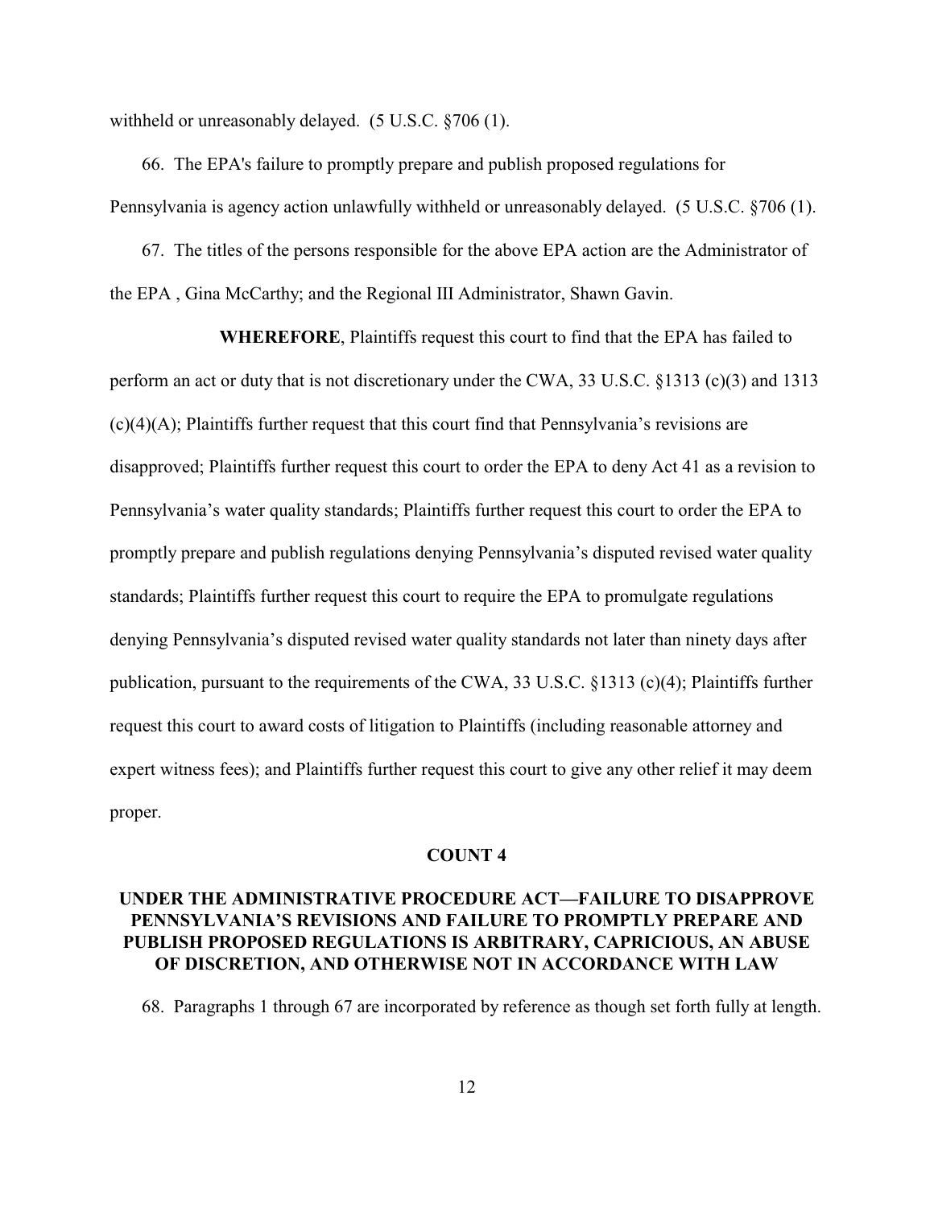withheld or unreasonably delayed. (5 U.S.C. §706 (1).

66. The EPA's failure to promptly prepare and publish proposed regulations for Pennsylvania is agency action unlawfully withheld or unreasonably delayed. (5 U.S.C. §706 (1).

67. The titles of the persons responsible for the above EPA action are the Administrator of the EPA , Gina McCarthy; and the Regional III Administrator, Shawn Gavin.

**WHEREFORE**, Plaintiffs request this court to find that the EPA has failed to perform an act or duty that is not discretionary under the CWA, 33 U.S.C. §1313 (c)(3) and 1313 (c)(4)(A); Plaintiffs further request that this court find that Pennsylvania's revisions are disapproved; Plaintiffs further request this court to order the EPA to deny Act 41 as a revision to Pennsylvania's water quality standards; Plaintiffs further request this court to order the EPA to promptly prepare and publish regulations denying Pennsylvania's disputed revised water quality standards; Plaintiffs further request this court to require the EPA to promulgate regulations denying Pennsylvania's disputed revised water quality standards not later than ninety days after publication, pursuant to the requirements of the CWA, 33 U.S.C. §1313 (c)(4); Plaintiffs further request this court to award costs of litigation to Plaintiffs (including reasonable attorney and expert witness fees); and Plaintiffs further request this court to give any other relief it may deem proper.

## COUNT 4

### UNDER THE ADMINISTRATIVE PROCEDURE ACT—FAILURE TO DISAPPROVE PENNSYLVANIA'S REVISIONS AND FAILURE TO PROMPTLY PREPARE AND PUBLISH PROPOSED REGULATIONS IS ARBITRARY, CAPRICIOUS, AN ABUSE OF DISCRETION, AND OTHERWISE NOT IN ACCORDANCE WITH LAW

68. Paragraphs 1 through 67 are incorporated by reference as though set forth fully at length.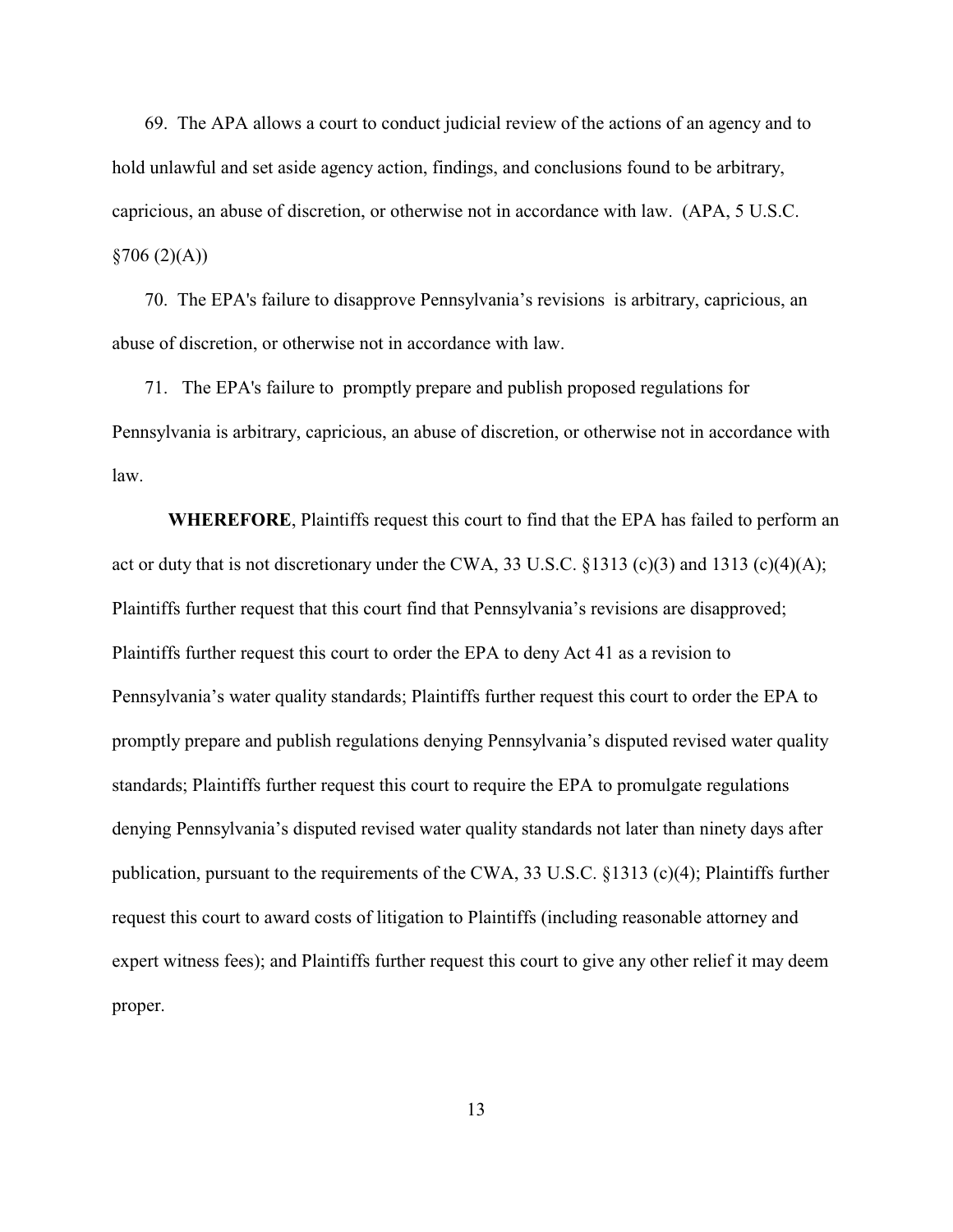69. The APA allows a court to conduct judicial review of the actions of an agency and to hold unlawful and set aside agency action, findings, and conclusions found to be arbitrary, capricious, an abuse of discretion, or otherwise not in accordance with law. (APA, 5 U.S.C. §706 (2)(A))

70. The EPA's failure to disapprove Pennsylvania's revisions is arbitrary, capricious, an abuse of discretion, or otherwise not in accordance with law.

71. The EPA's failure to promptly prepare and publish proposed regulations for Pennsylvania is arbitrary, capricious, an abuse of discretion, or otherwise not in accordance with law.

**WHEREFORE**, Plaintiffs request this court to find that the EPA has failed to perform an act or duty that is not discretionary under the CWA, 33 U.S.C. §1313 (c)(3) and 1313 (c)(4)(A); Plaintiffs further request that this court find that Pennsylvania's revisions are disapproved; Plaintiffs further request this court to order the EPA to deny Act 41 as a revision to Pennsylvania's water quality standards; Plaintiffs further request this court to order the EPA to promptly prepare and publish regulations denying Pennsylvania's disputed revised water quality standards; Plaintiffs further request this court to require the EPA to promulgate regulations denying Pennsylvania's disputed revised water quality standards not later than ninety days after publication, pursuant to the requirements of the CWA, 33 U.S.C. §1313 (c)(4); Plaintiffs further request this court to award costs of litigation to Plaintiffs (including reasonable attorney and expert witness fees); and Plaintiffs further request this court to give any other relief it may deem proper.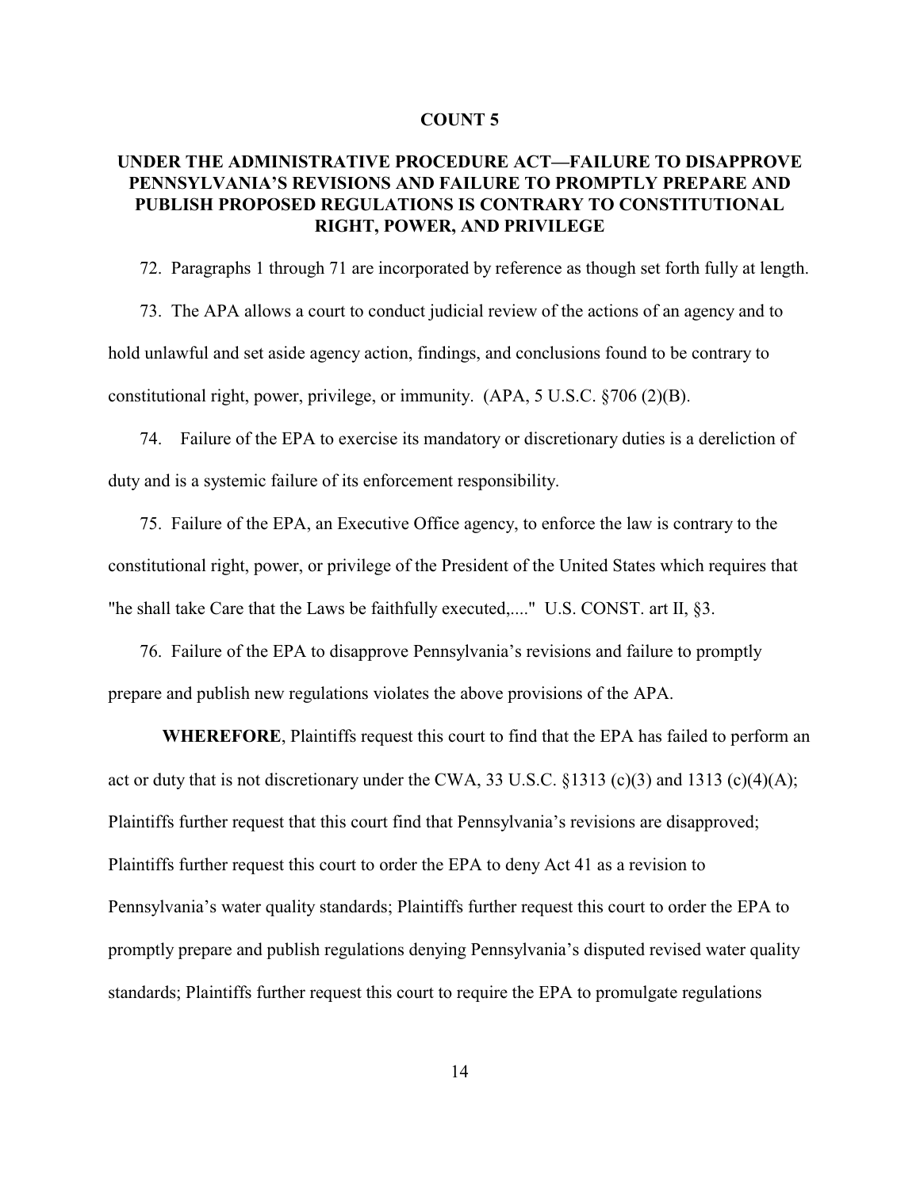## COUNT 5

## UNDER THE ADMINISTRATIVE PROCEDURE ACT—FAILURE TO DISAPPROVE PENNSYLVANIA'S REVISIONS AND FAILURE TO PROMPTLY PREPARE AND PUBLISH PROPOSED REGULATIONS IS CONTRARY TO CONSTITUTIONAL RIGHT, POWER, AND PRIVILEGE

72. Paragraphs 1 through 71 are incorporated by reference as though set forth fully at length.

73. The APA allows a court to conduct judicial review of the actions of an agency and to hold unlawful and set aside agency action, findings, and conclusions found to be contrary to constitutional right, power, privilege, or immunity. (APA, 5 U.S.C. §706 (2)(B).

74. Failure of the EPA to exercise its mandatory or discretionary duties is a dereliction of duty and is a systemic failure of its enforcement responsibility.

75. Failure of the EPA, an Executive Office agency, to enforce the law is contrary to the constitutional right, power, or privilege of the President of the United States which requires that "he shall take Care that the Laws be faithfully executed,...." U.S. CONST. art II, §3.

76. Failure of the EPA to disapprove Pennsylvania's revisions and failure to promptly prepare and publish new regulations violates the above provisions of the APA.

**WHEREFORE**, Plaintiffs request this court to find that the EPA has failed to perform an act or duty that is not discretionary under the CWA, 33 U.S.C. §1313 (c)(3) and 1313 (c)(4)(A); Plaintiffs further request that this court find that Pennsylvania's revisions are disapproved; Plaintiffs further request this court to order the EPA to deny Act 41 as a revision to Pennsylvania's water quality standards; Plaintiffs further request this court to order the EPA to promptly prepare and publish regulations denying Pennsylvania's disputed revised water quality standards; Plaintiffs further request this court to require the EPA to promulgate regulations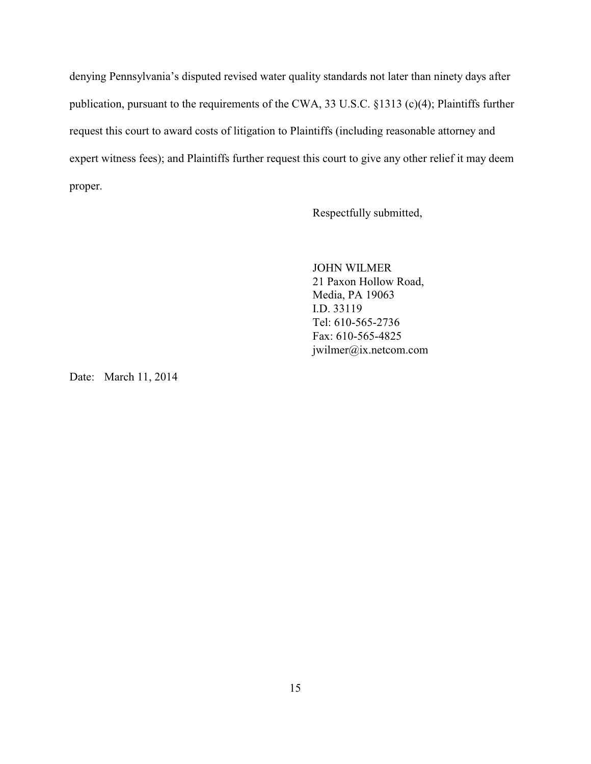denying Pennsylvania's disputed revised water quality standards not later than ninety days after publication, pursuant to the requirements of the CWA, 33 U.S.C. §1313 (c)(4); Plaintiffs further request this court to award costs of litigation to Plaintiffs (including reasonable attorney and expert witness fees); and Plaintiffs further request this court to give any other relief it may deem proper.

Respectfully submitted,

JOHN WILMER
21 Paxon Hollow Road,
Media, PA 19063
I.D. 33119
Tel: 610-565-2736
Fax: 610-565-4825
jwilmer@ix.netcom.com

Date: March 11, 2014